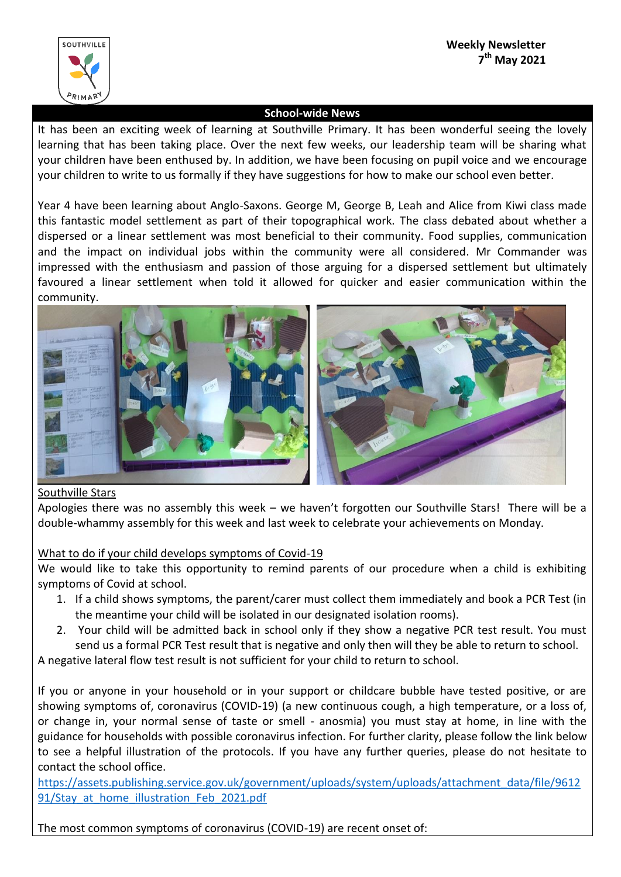**Weekly Newsletter**
**7th May 2021**

## School-wide News

It has been an exciting week of learning at Southville Primary. It has been wonderful seeing the lovely learning that has been taking place. Over the next few weeks, our leadership team will be sharing what your children have been enthused by. In addition, we have been focusing on pupil voice and we encourage your children to write to us formally if they have suggestions for how to make our school even better.

Year 4 have been learning about Anglo-Saxons. George M, George B, Leah and Alice from Kiwi class made this fantastic model settlement as part of their topographical work. The class debated about whether a dispersed or a linear settlement was most beneficial to their community. Food supplies, communication and the impact on individual jobs within the community were all considered. Mr Commander was impressed with the enthusiasm and passion of those arguing for a dispersed settlement but ultimately favoured a linear settlement when told it allowed for quicker and easier communication within the community.

### Southville Stars

Apologies there was no assembly this week – we haven't forgotten our Southville Stars! There will be a double-whammy assembly for this week and last week to celebrate your achievements on Monday.

### What to do if your child develops symptoms of Covid-19

We would like to take this opportunity to remind parents of our procedure when a child is exhibiting symptoms of Covid at school.

1. If a child shows symptoms, the parent/carer must collect them immediately and book a PCR Test (in the meantime your child will be isolated in our designated isolation rooms).
2. Your child will be admitted back in school only if they show a negative PCR test result. You must send us a formal PCR Test result that is negative and only then will they be able to return to school.

A negative lateral flow test result is not sufficient for your child to return to school.

If you or anyone in your household or in your support or childcare bubble have tested positive, or are showing symptoms of, coronavirus (COVID-19) (a new continuous cough, a high temperature, or a loss of, or change in, your normal sense of taste or smell - anosmia) you must stay at home, in line with the guidance for households with possible coronavirus infection. For further clarity, please follow the link below to see a helpful illustration of the protocols. If you have any further queries, please do not hesitate to contact the school office.

https://assets.publishing.service.gov.uk/government/uploads/system/uploads/attachment_data/file/961291/Stay_at_home_illustration_Feb_2021.pdf

The most common symptoms of coronavirus (COVID-19) are recent onset of: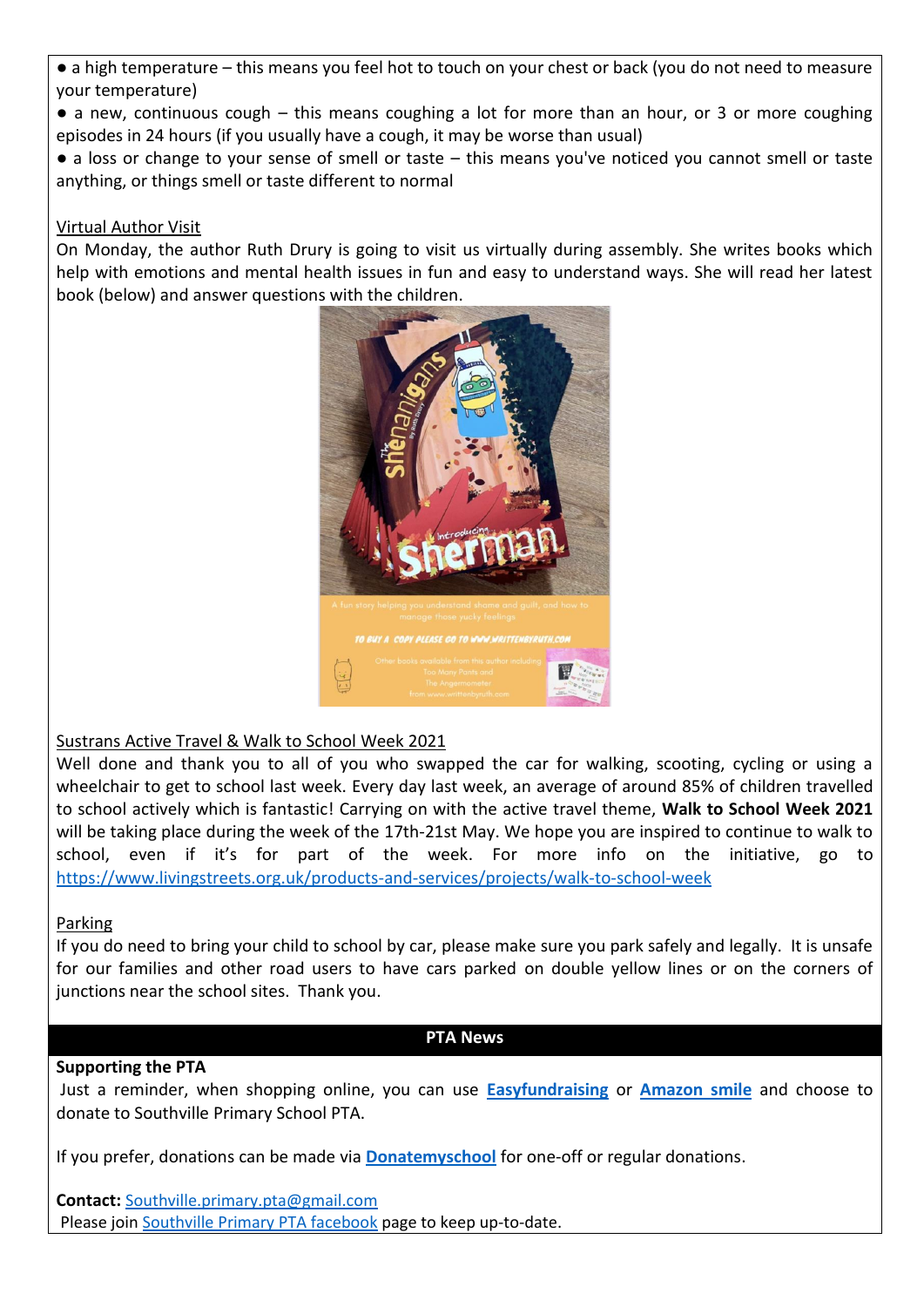● a high temperature – this means you feel hot to touch on your chest or back (you do not need to measure your temperature)

● a new, continuous cough – this means coughing a lot for more than an hour, or 3 or more coughing episodes in 24 hours (if you usually have a cough, it may be worse than usual)

● a loss or change to your sense of smell or taste – this means you've noticed you cannot smell or taste anything, or things smell or taste different to normal

## Virtual Author Visit

On Monday, the author Ruth Drury is going to visit us virtually during assembly. She writes books which help with emotions and mental health issues in fun and easy to understand ways. She will read her latest book (below) and answer questions with the children.

## Sustrans Active Travel & Walk to School Week 2021

Well done and thank you to all of you who swapped the car for walking, scooting, cycling or using a wheelchair to get to school last week. Every day last week, an average of around 85% of children travelled to school actively which is fantastic! Carrying on with the active travel theme, **Walk to School Week 2021** will be taking place during the week of the 17th-21st May. We hope you are inspired to continue to walk to school, even if it's for part of the week. For more info on the initiative, go to https://www.livingstreets.org.uk/products-and-services/projects/walk-to-school-week

## Parking

If you do need to bring your child to school by car, please make sure you park safely and legally. It is unsafe for our families and other road users to have cars parked on double yellow lines or on the corners of junctions near the school sites. Thank you.

## PTA News

**Supporting the PTA**

Just a reminder, when shopping online, you can use **Easyfundraising** or **Amazon smile** and choose to donate to Southville Primary School PTA.

If you prefer, donations can be made via **Donatemyschool** for one-off or regular donations.

**Contact:** Southville.primary.pta@gmail.com

Please join Southville Primary PTA facebook page to keep up-to-date.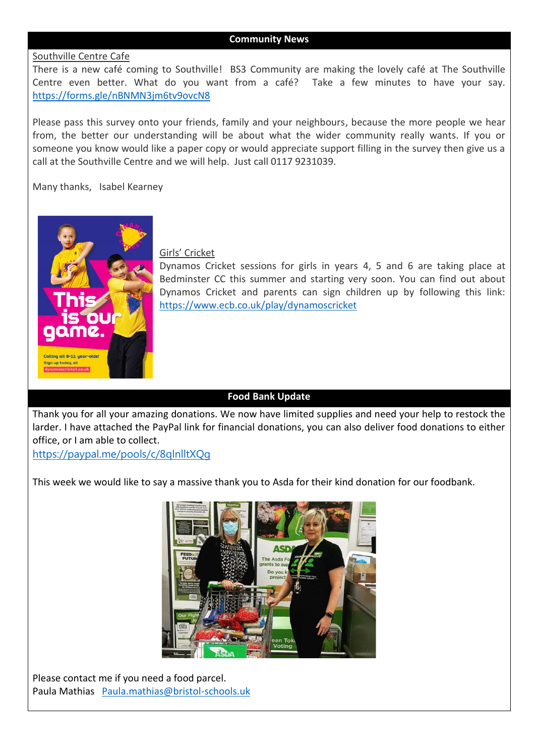## Community News

Southville Centre Cafe

There is a new café coming to Southville! BS3 Community are making the lovely café at The Southville Centre even better. What do you want from a café? Take a few minutes to have your say. https://forms.gle/nBNMN3jm6tv9ovcN8

Please pass this survey onto your friends, family and your neighbours, because the more people we hear from, the better our understanding will be about what the wider community really wants. If you or someone you know would like a paper copy or would appreciate support filling in the survey then give us a call at the Southville Centre and we will help. Just call 0117 9231039.

Many thanks, Isabel Kearney

Girls' Cricket

Dynamos Cricket sessions for girls in years 4, 5 and 6 are taking place at Bedminster CC this summer and starting very soon. You can find out about Dynamos Cricket and parents can sign children up by following this link: https://www.ecb.co.uk/play/dynamoscricket

## Food Bank Update

Thank you for all your amazing donations. We now have limited supplies and need your help to restock the larder. I have attached the PayPal link for financial donations, you can also deliver food donations to either office, or I am able to collect.

https://paypal.me/pools/c/8qlnlltXQg

This week we would like to say a massive thank you to Asda for their kind donation for our foodbank.

Please contact me if you need a food parcel.

Paula Mathias Paula.mathias@bristol-schools.uk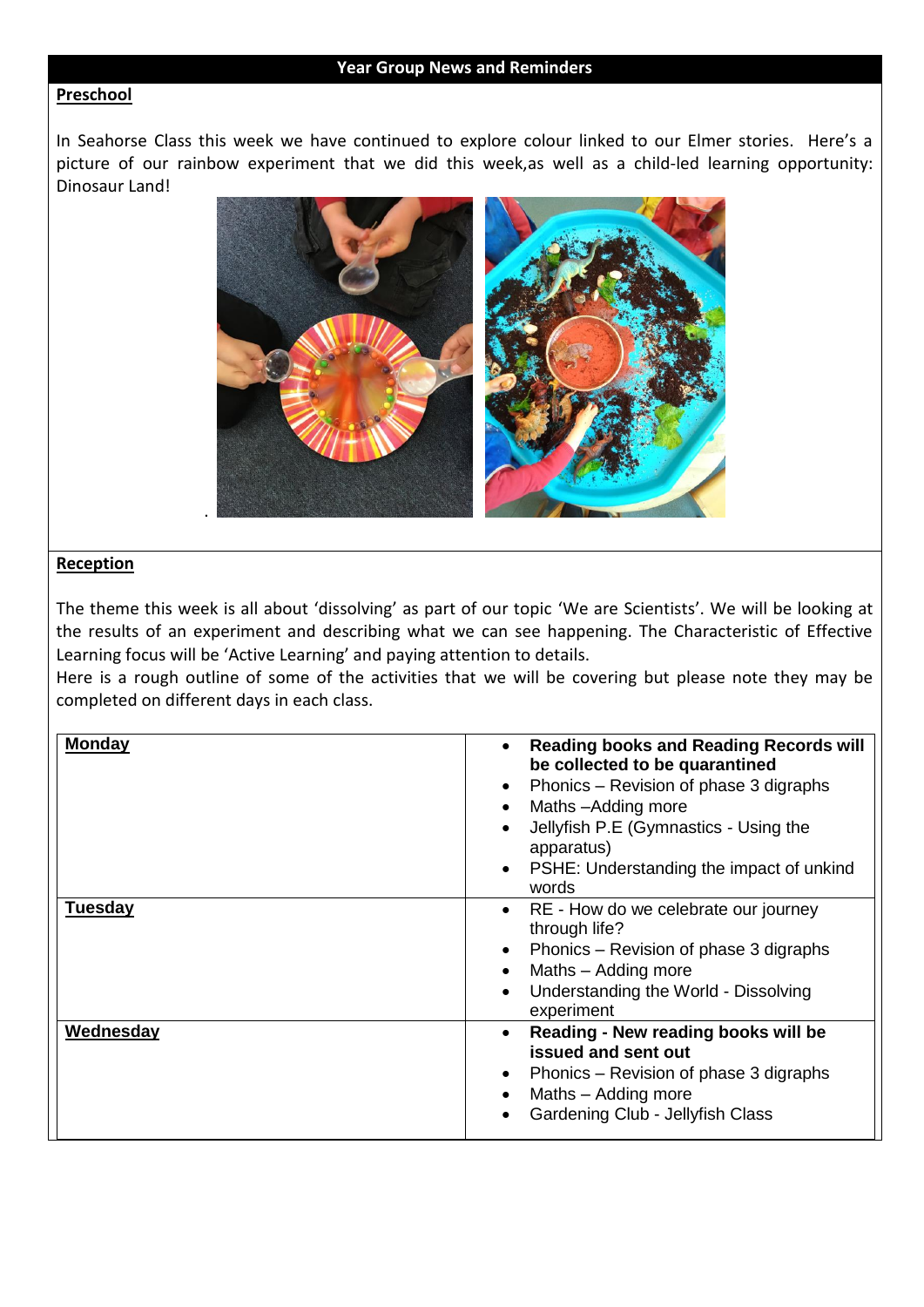## Year Group News and Reminders

### Preschool

In Seahorse Class this week we have continued to explore colour linked to our Elmer stories. Here's a picture of our rainbow experiment that we did this week,as well as a child-led learning opportunity: Dinosaur Land!

### Reception

The theme this week is all about 'dissolving' as part of our topic 'We are Scientists'. We will be looking at the results of an experiment and describing what we can see happening. The Characteristic of Effective Learning focus will be 'Active Learning' and paying attention to details.

Here is a rough outline of some of the activities that we will be covering but please note they may be completed on different days in each class.

| Day | Activities |
|---|---|
| **Monday** | • **Reading books and Reading Records will be collected to be quarantined**<br>• Phonics – Revision of phase 3 digraphs<br>• Maths –Adding more<br>• Jellyfish P.E (Gymnastics - Using the apparatus)<br>• PSHE: Understanding the impact of unkind words |
| **Tuesday** | • RE - How do we celebrate our journey through life?<br>• Phonics – Revision of phase 3 digraphs<br>• Maths – Adding more<br>• Understanding the World - Dissolving experiment |
| **Wednesday** | • **Reading - New reading books will be issued and sent out**<br>• Phonics – Revision of phase 3 digraphs<br>• Maths – Adding more<br>• Gardening Club - Jellyfish Class |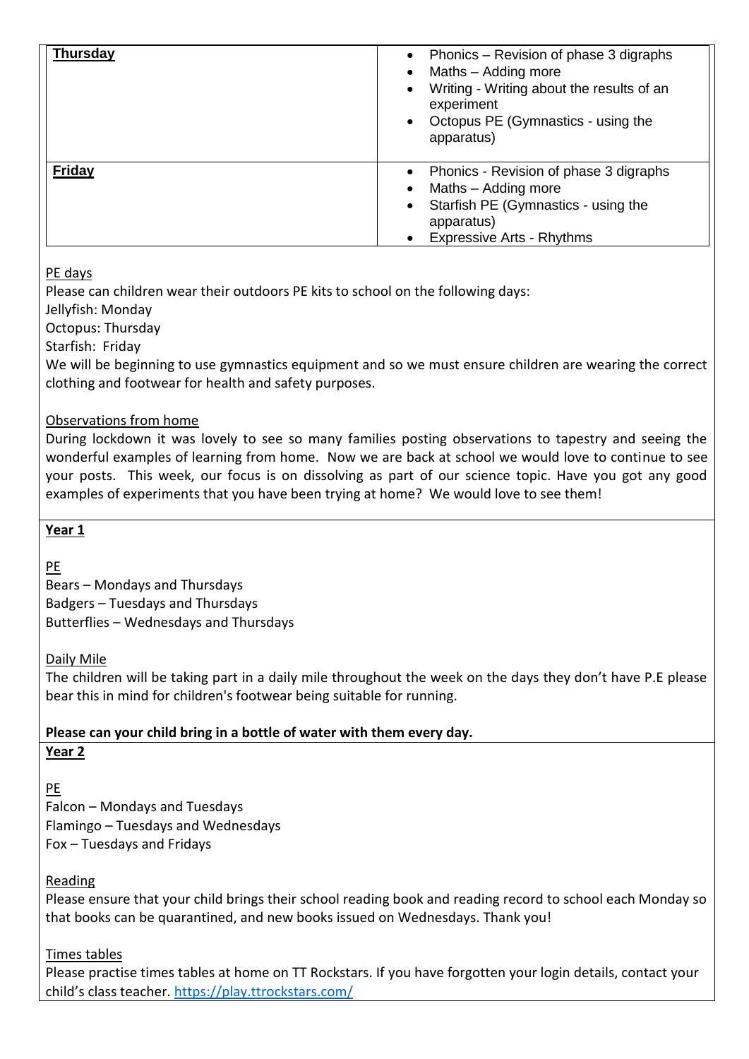| **Thursday** | • Phonics – Revision of phase 3 digraphs<br>• Maths – Adding more<br>• Writing - Writing about the results of an experiment<br>• Octopus PE (Gymnastics - using the apparatus) |
|---|---|
| **Friday** | • Phonics - Revision of phase 3 digraphs<br>• Maths – Adding more<br>• Starfish PE (Gymnastics - using the apparatus)<br>• Expressive Arts - Rhythms |

PE days

Please can children wear their outdoors PE kits to school on the following days:
Jellyfish: Monday
Octopus: Thursday
Starfish: Friday
We will be beginning to use gymnastics equipment and so we must ensure children are wearing the correct clothing and footwear for health and safety purposes.

Observations from home

During lockdown it was lovely to see so many families posting observations to tapestry and seeing the wonderful examples of learning from home. Now we are back at school we would love to continue to see your posts. This week, our focus is on dissolving as part of our science topic. Have you got any good examples of experiments that you have been trying at home? We would love to see them!

**Year 1**

PE

Bears – Mondays and Thursdays
Badgers – Tuesdays and Thursdays
Butterflies – Wednesdays and Thursdays

Daily Mile

The children will be taking part in a daily mile throughout the week on the days they don't have P.E please bear this in mind for children's footwear being suitable for running.

**Please can your child bring in a bottle of water with them every day.**

**Year 2**

PE

Falcon – Mondays and Tuesdays
Flamingo – Tuesdays and Wednesdays
Fox – Tuesdays and Fridays

Reading

Please ensure that your child brings their school reading book and reading record to school each Monday so that books can be quarantined, and new books issued on Wednesdays. Thank you!

Times tables

Please practise times tables at home on TT Rockstars. If you have forgotten your login details, contact your child's class teacher. https://play.ttrockstars.com/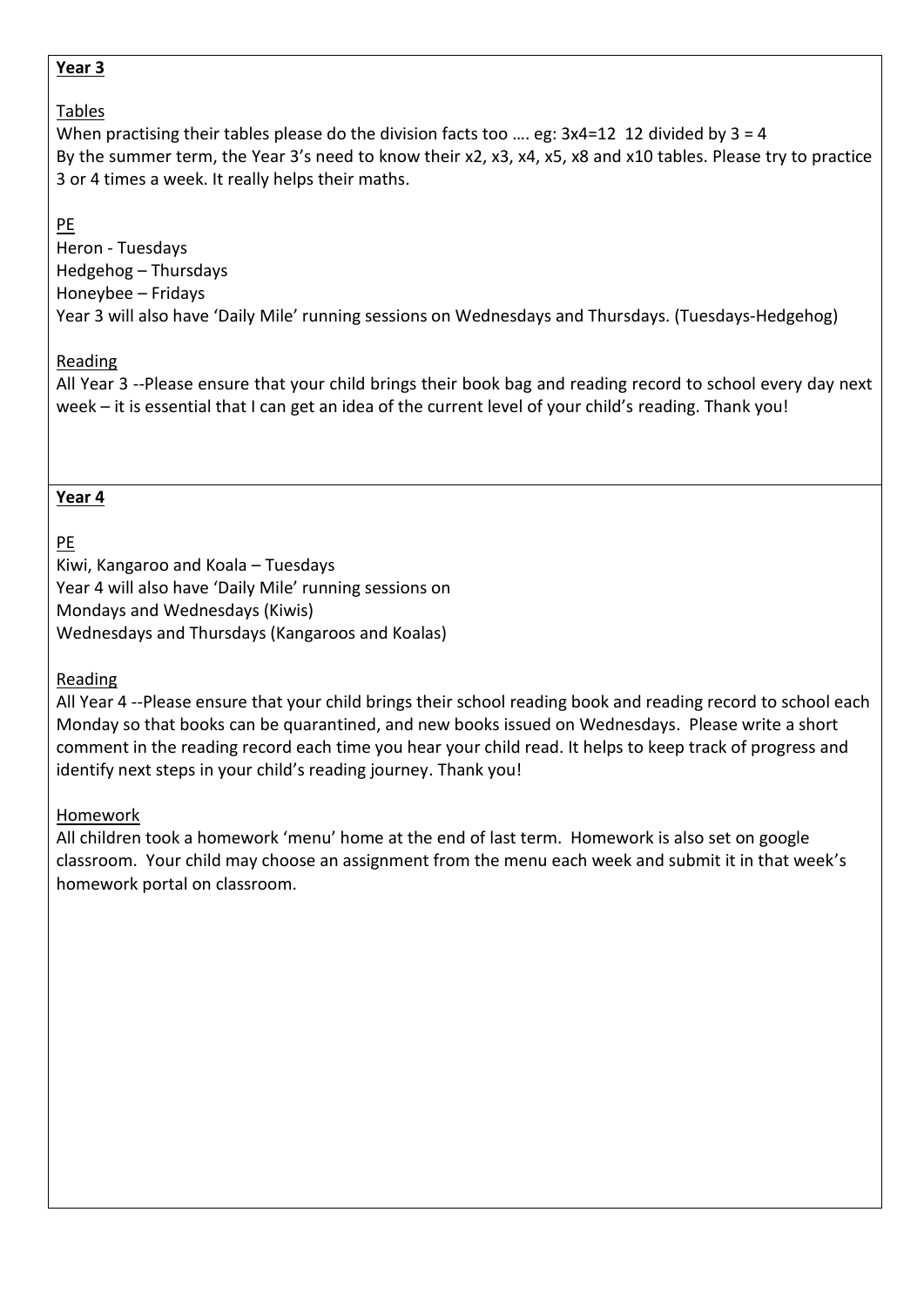**Year 3**

Tables

When practising their tables please do the division facts too …. eg: 3x4=12  12 divided by 3 = 4

By the summer term, the Year 3's need to know their x2, x3, x4, x5, x8 and x10 tables. Please try to practice 3 or 4 times a week. It really helps their maths.

PE

Heron - Tuesdays

Hedgehog – Thursdays

Honeybee – Fridays

Year 3 will also have 'Daily Mile' running sessions on Wednesdays and Thursdays. (Tuesdays-Hedgehog)

Reading

All Year 3 --Please ensure that your child brings their book bag and reading record to school every day next week – it is essential that I can get an idea of the current level of your child's reading. Thank you!

**Year 4**

PE

Kiwi, Kangaroo and Koala – Tuesdays

Year 4 will also have 'Daily Mile' running sessions on

Mondays and Wednesdays (Kiwis)

Wednesdays and Thursdays (Kangaroos and Koalas)

Reading

All Year 4 --Please ensure that your child brings their school reading book and reading record to school each Monday so that books can be quarantined, and new books issued on Wednesdays. Please write a short comment in the reading record each time you hear your child read. It helps to keep track of progress and identify next steps in your child's reading journey. Thank you!

Homework

All children took a homework 'menu' home at the end of last term. Homework is also set on google classroom. Your child may choose an assignment from the menu each week and submit it in that week's homework portal on classroom.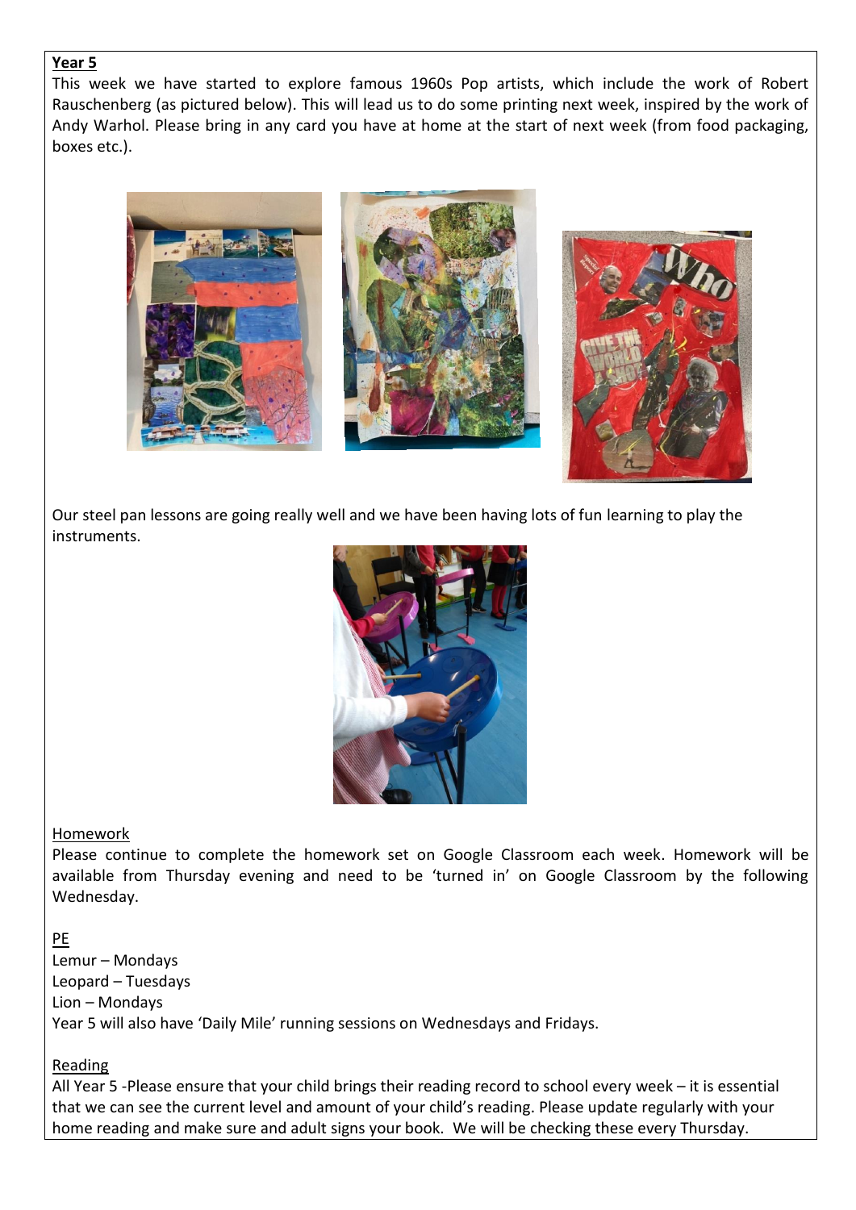**Year 5**

This week we have started to explore famous 1960s Pop artists, which include the work of Robert Rauschenberg (as pictured below). This will lead us to do some printing next week, inspired by the work of Andy Warhol. Please bring in any card you have at home at the start of next week (from food packaging, boxes etc.).

Our steel pan lessons are going really well and we have been having lots of fun learning to play the instruments.

Homework

Please continue to complete the homework set on Google Classroom each week. Homework will be available from Thursday evening and need to be 'turned in' on Google Classroom by the following Wednesday.

PE

Lemur – Mondays
Leopard – Tuesdays
Lion – Mondays
Year 5 will also have 'Daily Mile' running sessions on Wednesdays and Fridays.

Reading

All Year 5 -Please ensure that your child brings their reading record to school every week – it is essential that we can see the current level and amount of your child's reading. Please update regularly with your home reading and make sure and adult signs your book. We will be checking these every Thursday.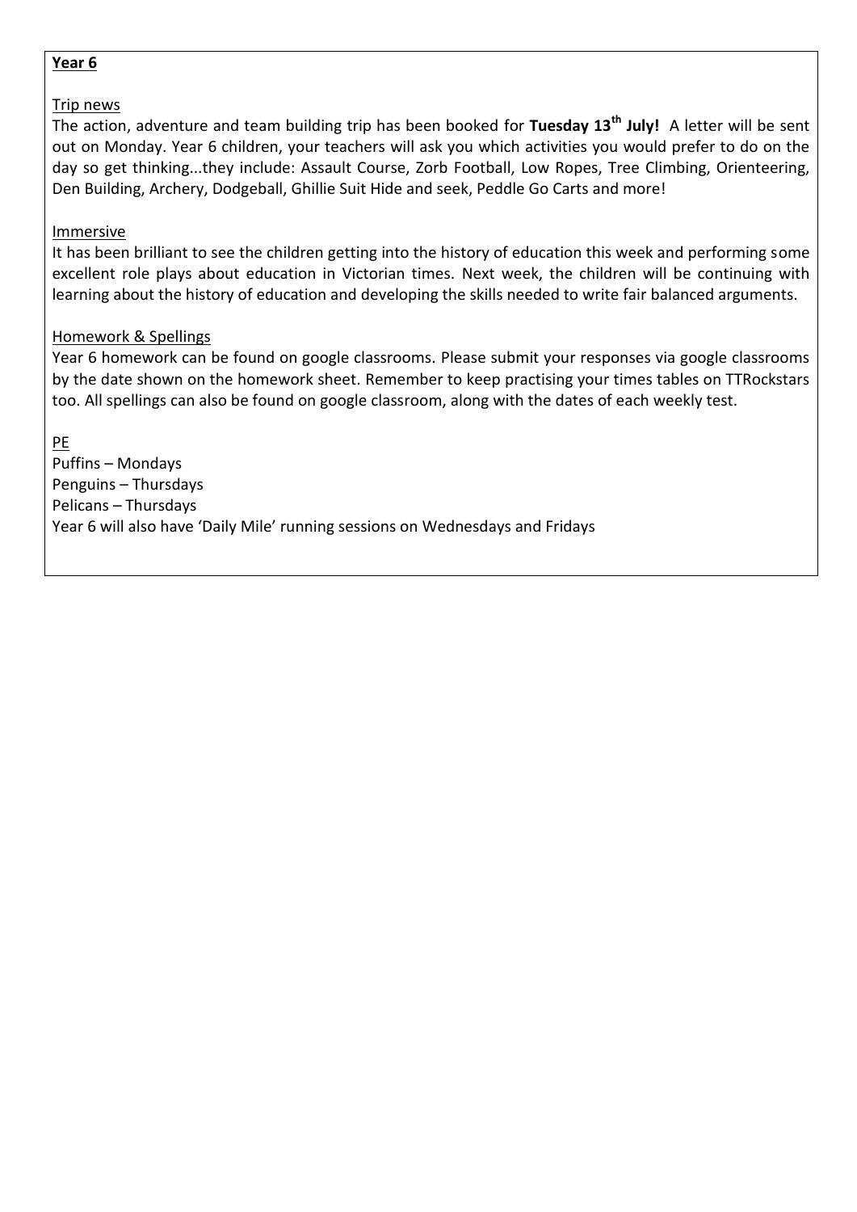## Year 6

### Trip news

The action, adventure and team building trip has been booked for **Tuesday 13th July!** A letter will be sent out on Monday. Year 6 children, your teachers will ask you which activities you would prefer to do on the day so get thinking...they include: Assault Course, Zorb Football, Low Ropes, Tree Climbing, Orienteering, Den Building, Archery, Dodgeball, Ghillie Suit Hide and seek, Peddle Go Carts and more!

### Immersive

It has been brilliant to see the children getting into the history of education this week and performing some excellent role plays about education in Victorian times. Next week, the children will be continuing with learning about the history of education and developing the skills needed to write fair balanced arguments.

### Homework & Spellings

Year 6 homework can be found on google classrooms. Please submit your responses via google classrooms by the date shown on the homework sheet. Remember to keep practising your times tables on TTRockstars too. All spellings can also be found on google classroom, along with the dates of each weekly test.

### PE

Puffins – Mondays
Penguins – Thursdays
Pelicans – Thursdays
Year 6 will also have 'Daily Mile' running sessions on Wednesdays and Fridays